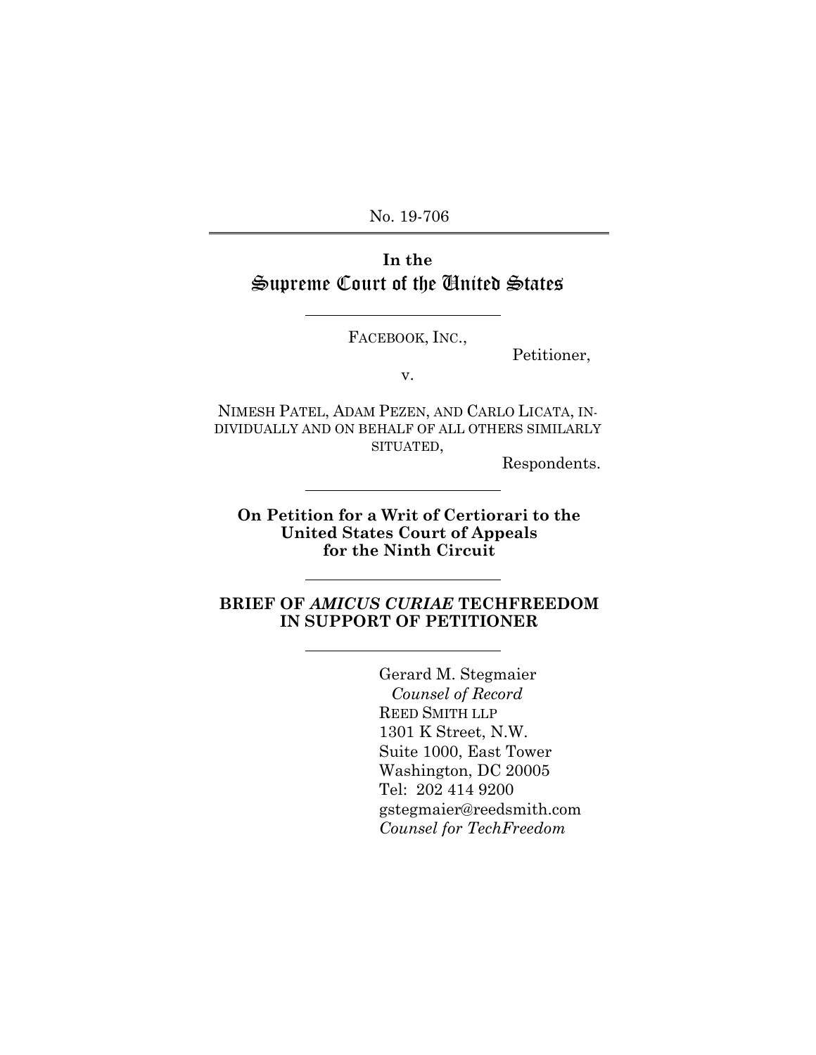No. 19-706

---

**In the**
# Supreme Court of the United States

---

FACEBOOK, INC.,

Petitioner,

v.

NIMESH PATEL, ADAM PEZEN, AND CARLO LICATA, INDIVIDUALLY AND ON BEHALF OF ALL OTHERS SIMILARLY SITUATED,

Respondents.

---

**On Petition for a Writ of Certiorari to the United States Court of Appeals for the Ninth Circuit**

---

**BRIEF OF *AMICUS CURIAE* TECHFREEDOM IN SUPPORT OF PETITIONER**

---

Gerard M. Stegmaier
*Counsel of Record*
REED SMITH LLP
1301 K Street, N.W.
Suite 1000, East Tower
Washington, DC 20005
Tel: 202 414 9200
gstegmaier@reedsmith.com
*Counsel for TechFreedom*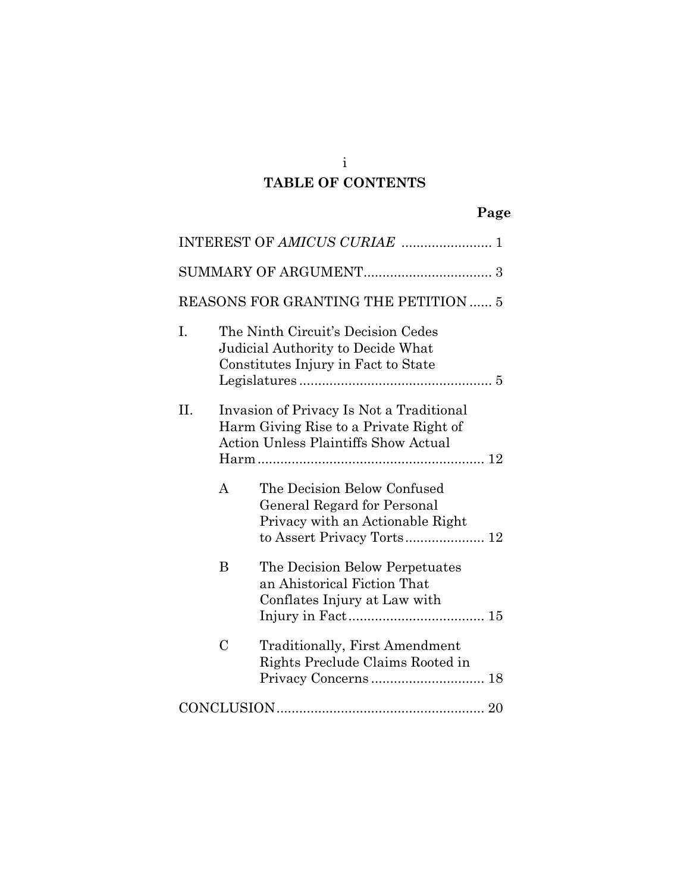# TABLE OF CONTENTS

**Page**

INTEREST OF *AMICUS CURIAE* ........................ 1

SUMMARY OF ARGUMENT.................................. 3

REASONS FOR GRANTING THE PETITION ...... 5

I. The Ninth Circuit's Decision Cedes Judicial Authority to Decide What Constitutes Injury in Fact to State Legislatures ................................................... 5

II. Invasion of Privacy Is Not a Traditional Harm Giving Rise to a Private Right of Action Unless Plaintiffs Show Actual Harm ............................................................ 12

   A The Decision Below Confused General Regard for Personal Privacy with an Actionable Right to Assert Privacy Torts..................... 12

   B The Decision Below Perpetuates an Ahistorical Fiction That Conflates Injury at Law with Injury in Fact.................................... 15

   C Traditionally, First Amendment Rights Preclude Claims Rooted in Privacy Concerns .............................. 18

CONCLUSION....................................................... 20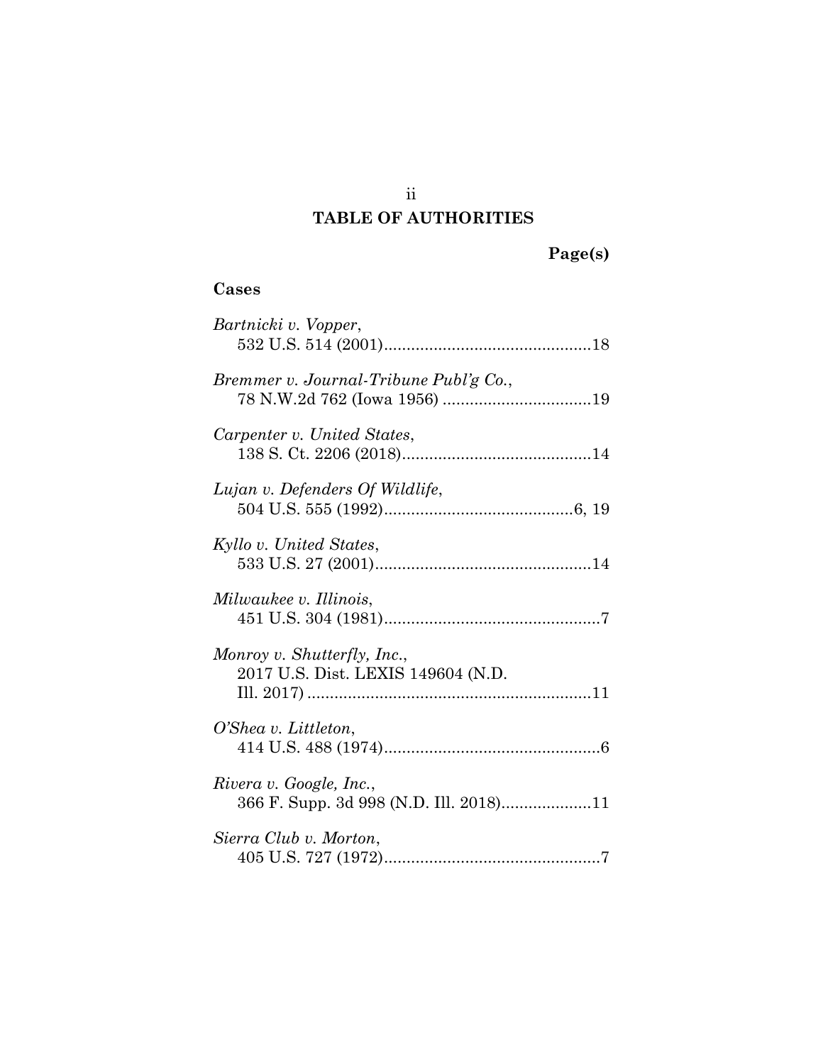# TABLE OF AUTHORITIES

**Page(s)**

## Cases

*Bartnicki v. Vopper*,
532 U.S. 514 (2001)..............................................18

*Bremmer v. Journal-Tribune Publ'g Co.*,
78 N.W.2d 762 (Iowa 1956) .................................19

*Carpenter v. United States*,
138 S. Ct. 2206 (2018)..........................................14

*Lujan v. Defenders Of Wildlife*,
504 U.S. 555 (1992)..........................................6, 19

*Kyllo v. United States*,
533 U.S. 27 (2001)................................................14

*Milwaukee v. Illinois*,
451 U.S. 304 (1981)................................................7

*Monroy v. Shutterfly, Inc.*,
2017 U.S. Dist. LEXIS 149604 (N.D. Ill. 2017) ...............................................................11

*O'Shea v. Littleton*,
414 U.S. 488 (1974)................................................6

*Rivera v. Google, Inc.*,
366 F. Supp. 3d 998 (N.D. Ill. 2018)....................11

*Sierra Club v. Morton*,
405 U.S. 727 (1972)................................................7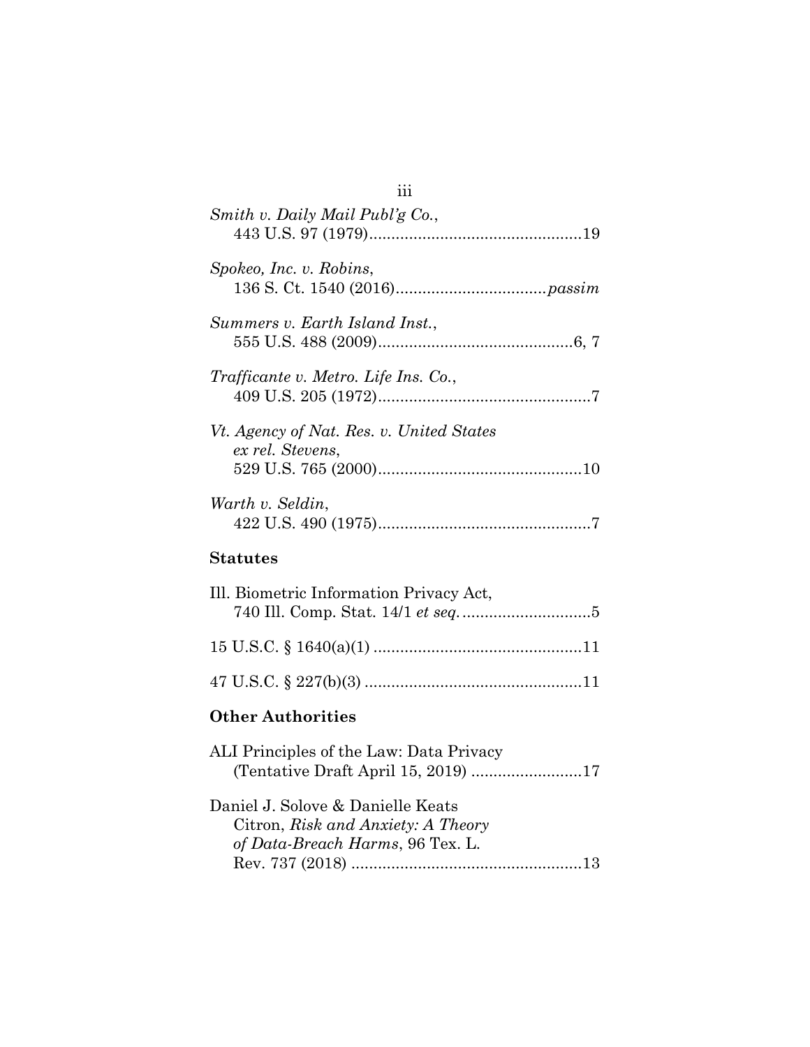*Smith v. Daily Mail Publ'g Co.*,
443 U.S. 97 (1979)................................................19

*Spokeo, Inc. v. Robins*,
136 S. Ct. 1540 (2016).................................*passim*

*Summers v. Earth Island Inst.*,
555 U.S. 488 (2009)............................................6, 7

*Trafficante v. Metro. Life Ins. Co.*,
409 U.S. 205 (1972)................................................7

*Vt. Agency of Nat. Res. v. United States ex rel. Stevens*,
529 U.S. 765 (2000)..............................................10

*Warth v. Seldin*,
422 U.S. 490 (1975)................................................7

**Statutes**

Ill. Biometric Information Privacy Act,
740 Ill. Comp. Stat. 14/1 *et seq.*.............................5

15 U.S.C. § 1640(a)(1) ..............................................11

47 U.S.C. § 227(b)(3) ................................................11

**Other Authorities**

ALI Principles of the Law: Data Privacy
(Tentative Draft April 15, 2019) ........................17

Daniel J. Solove & Danielle Keats Citron, *Risk and Anxiety: A Theory of Data-Breach Harms*, 96 Tex. L. Rev. 737 (2018) ....................................................13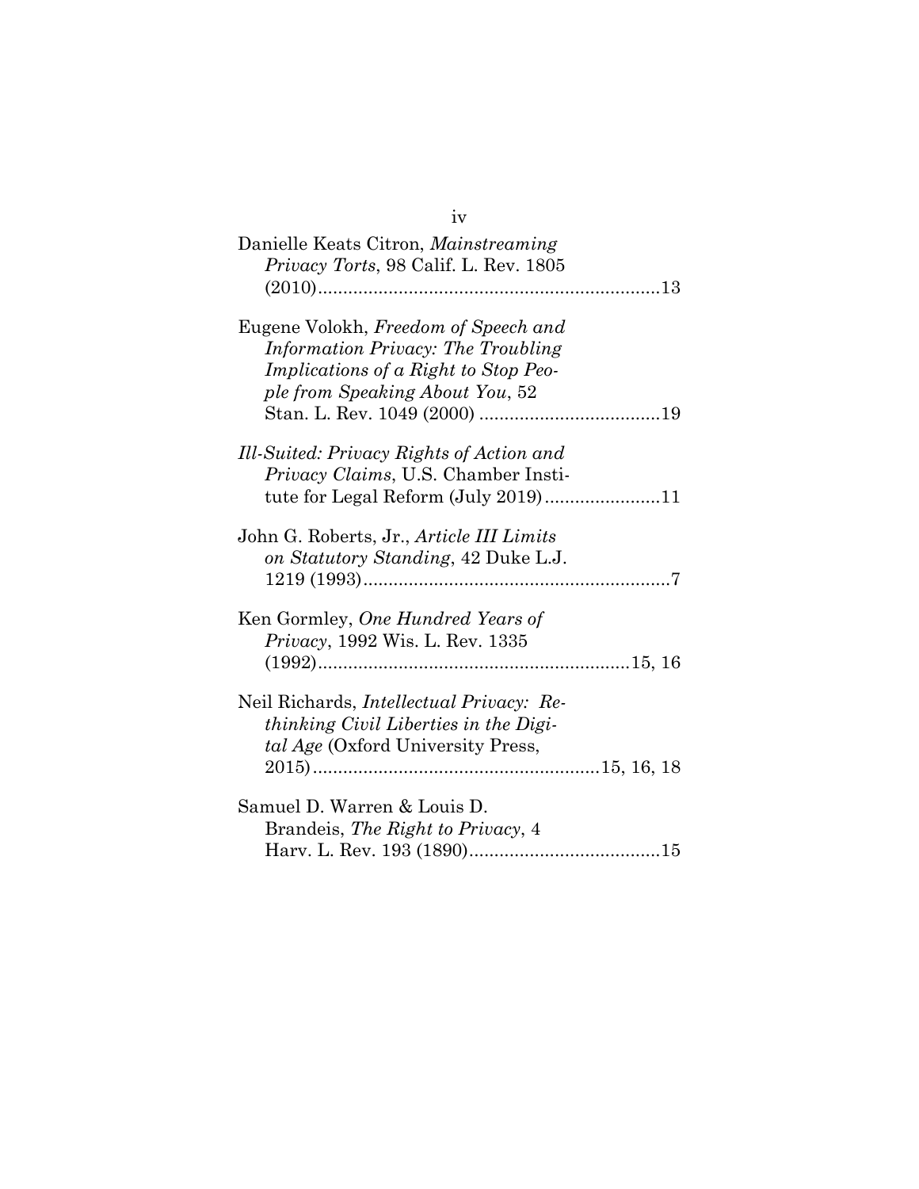Danielle Keats Citron, *Mainstreaming Privacy Torts*, 98 Calif. L. Rev. 1805 (2010)....................................................................13

Eugene Volokh, *Freedom of Speech and Information Privacy: The Troubling Implications of a Right to Stop People from Speaking About You*, 52 Stan. L. Rev. 1049 (2000) ....................................19

*Ill-Suited: Privacy Rights of Action and Privacy Claims*, U.S. Chamber Institute for Legal Reform (July 2019).......................11

John G. Roberts, Jr., *Article III Limits on Statutory Standing*, 42 Duke L.J. 1219 (1993).............................................................7

Ken Gormley, *One Hundred Years of Privacy*, 1992 Wis. L. Rev. 1335 (1992)..............................................................15, 16

Neil Richards, *Intellectual Privacy: Rethinking Civil Liberties in the Digital Age* (Oxford University Press, 2015).........................................................15, 16, 18

Samuel D. Warren & Louis D. Brandeis, *The Right to Privacy*, 4 Harv. L. Rev. 193 (1890)......................................15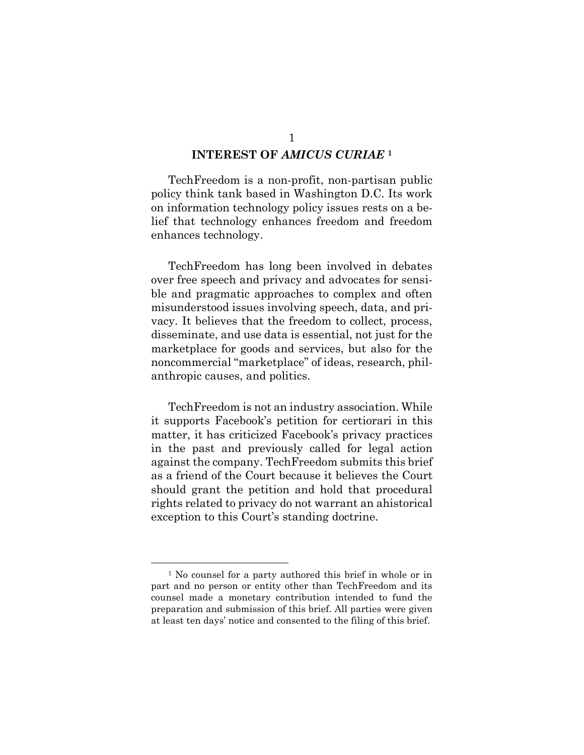## INTEREST OF *AMICUS CURIAE* [1]

TechFreedom is a non-profit, non-partisan public policy think tank based in Washington D.C. Its work on information technology policy issues rests on a belief that technology enhances freedom and freedom enhances technology.

TechFreedom has long been involved in debates over free speech and privacy and advocates for sensible and pragmatic approaches to complex and often misunderstood issues involving speech, data, and privacy. It believes that the freedom to collect, process, disseminate, and use data is essential, not just for the marketplace for goods and services, but also for the noncommercial "marketplace" of ideas, research, philanthropic causes, and politics.

TechFreedom is not an industry association. While it supports Facebook's petition for certiorari in this matter, it has criticized Facebook's privacy practices in the past and previously called for legal action against the company. TechFreedom submits this brief as a friend of the Court because it believes the Court should grant the petition and hold that procedural rights related to privacy do not warrant an ahistorical exception to this Court's standing doctrine.

---

[1] No counsel for a party authored this brief in whole or in part and no person or entity other than TechFreedom and its counsel made a monetary contribution intended to fund the preparation and submission of this brief. All parties were given at least ten days' notice and consented to the filing of this brief.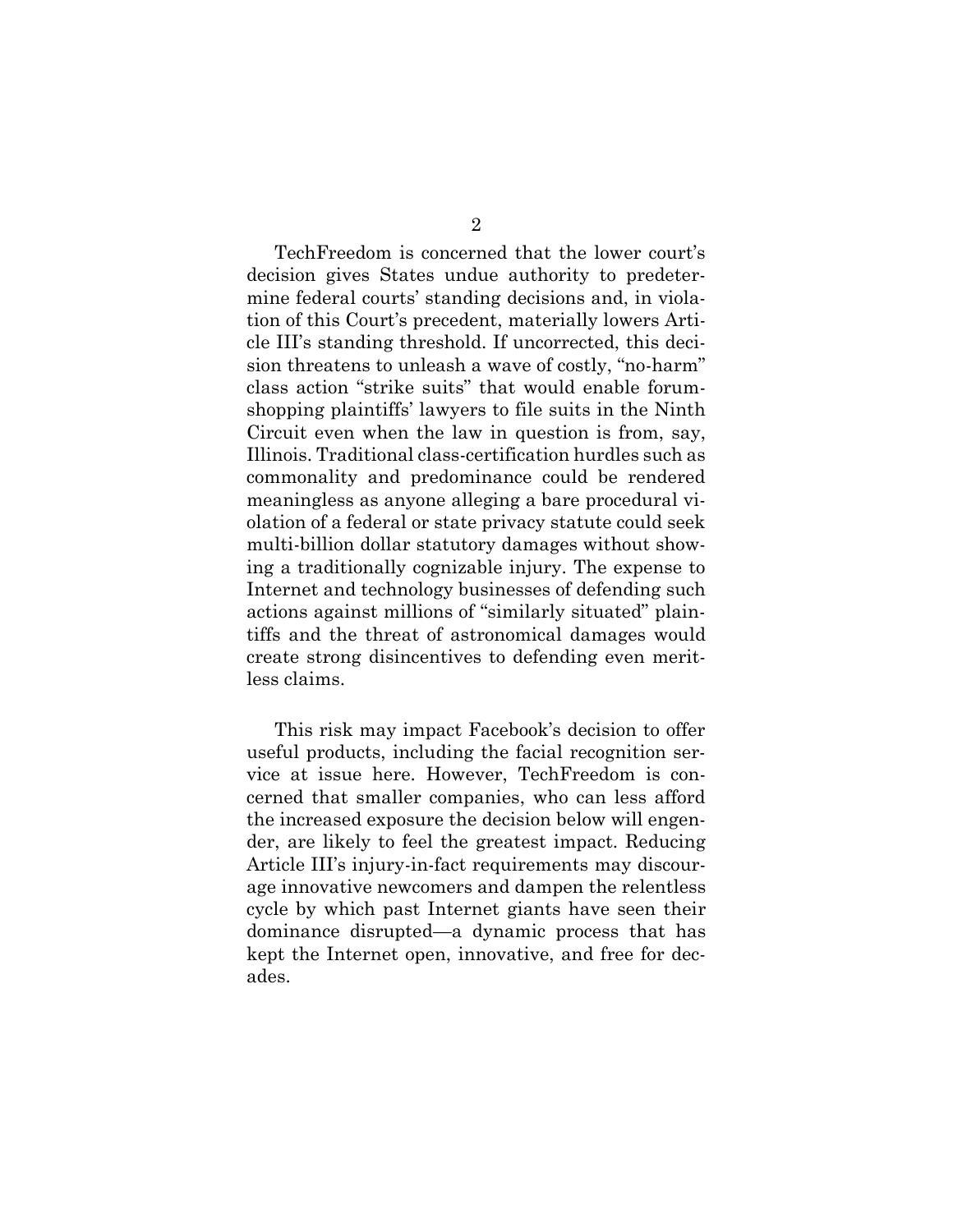TechFreedom is concerned that the lower court's decision gives States undue authority to predetermine federal courts' standing decisions and, in violation of this Court's precedent, materially lowers Article III's standing threshold. If uncorrected, this decision threatens to unleash a wave of costly, "no-harm" class action "strike suits" that would enable forum-shopping plaintiffs' lawyers to file suits in the Ninth Circuit even when the law in question is from, say, Illinois. Traditional class-certification hurdles such as commonality and predominance could be rendered meaningless as anyone alleging a bare procedural violation of a federal or state privacy statute could seek multi-billion dollar statutory damages without showing a traditionally cognizable injury. The expense to Internet and technology businesses of defending such actions against millions of "similarly situated" plaintiffs and the threat of astronomical damages would create strong disincentives to defending even meritless claims.

This risk may impact Facebook's decision to offer useful products, including the facial recognition service at issue here. However, TechFreedom is concerned that smaller companies, who can less afford the increased exposure the decision below will engender, are likely to feel the greatest impact. Reducing Article III's injury-in-fact requirements may discourage innovative newcomers and dampen the relentless cycle by which past Internet giants have seen their dominance disrupted—a dynamic process that has kept the Internet open, innovative, and free for decades.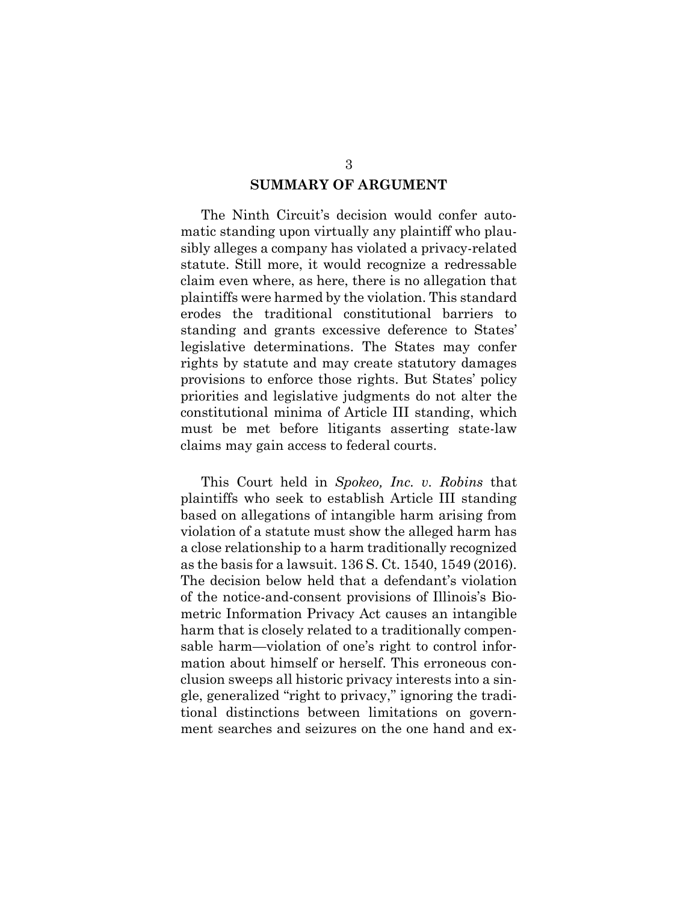## SUMMARY OF ARGUMENT

The Ninth Circuit's decision would confer automatic standing upon virtually any plaintiff who plausibly alleges a company has violated a privacy-related statute. Still more, it would recognize a redressable claim even where, as here, there is no allegation that plaintiffs were harmed by the violation. This standard erodes the traditional constitutional barriers to standing and grants excessive deference to States' legislative determinations. The States may confer rights by statute and may create statutory damages provisions to enforce those rights. But States' policy priorities and legislative judgments do not alter the constitutional minima of Article III standing, which must be met before litigants asserting state-law claims may gain access to federal courts.

This Court held in *Spokeo, Inc. v. Robins* that plaintiffs who seek to establish Article III standing based on allegations of intangible harm arising from violation of a statute must show the alleged harm has a close relationship to a harm traditionally recognized as the basis for a lawsuit. 136 S. Ct. 1540, 1549 (2016). The decision below held that a defendant's violation of the notice-and-consent provisions of Illinois's Biometric Information Privacy Act causes an intangible harm that is closely related to a traditionally compensable harm—violation of one's right to control information about himself or herself. This erroneous conclusion sweeps all historic privacy interests into a single, generalized "right to privacy," ignoring the traditional distinctions between limitations on government searches and seizures on the one hand and ex-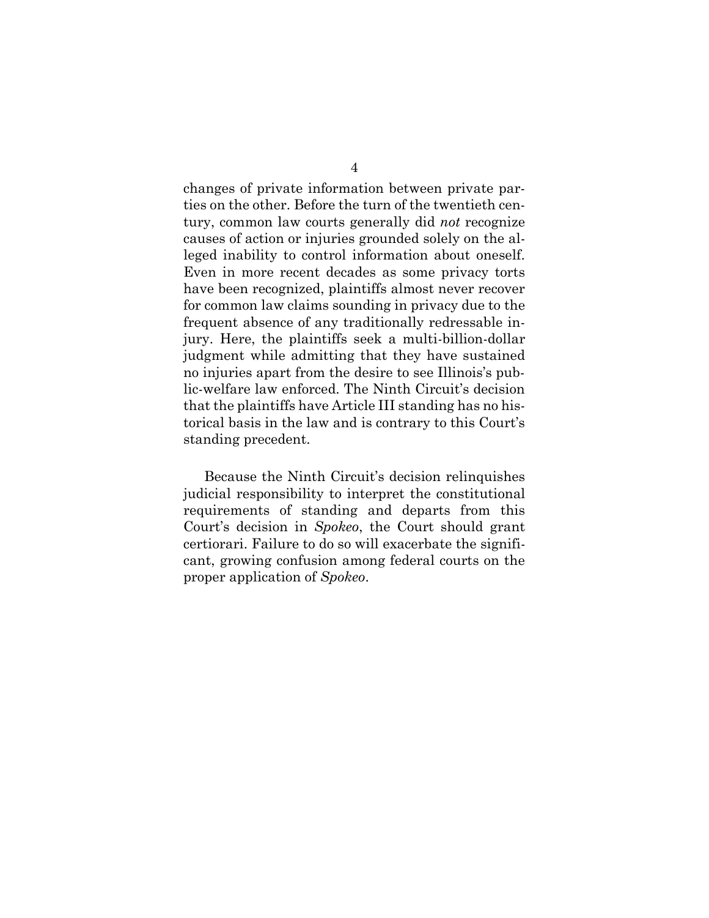changes of private information between private parties on the other. Before the turn of the twentieth century, common law courts generally did *not* recognize causes of action or injuries grounded solely on the alleged inability to control information about oneself. Even in more recent decades as some privacy torts have been recognized, plaintiffs almost never recover for common law claims sounding in privacy due to the frequent absence of any traditionally redressable injury. Here, the plaintiffs seek a multi-billion-dollar judgment while admitting that they have sustained no injuries apart from the desire to see Illinois's public-welfare law enforced. The Ninth Circuit's decision that the plaintiffs have Article III standing has no historical basis in the law and is contrary to this Court's standing precedent.

Because the Ninth Circuit's decision relinquishes judicial responsibility to interpret the constitutional requirements of standing and departs from this Court's decision in *Spokeo*, the Court should grant certiorari. Failure to do so will exacerbate the significant, growing confusion among federal courts on the proper application of *Spokeo*.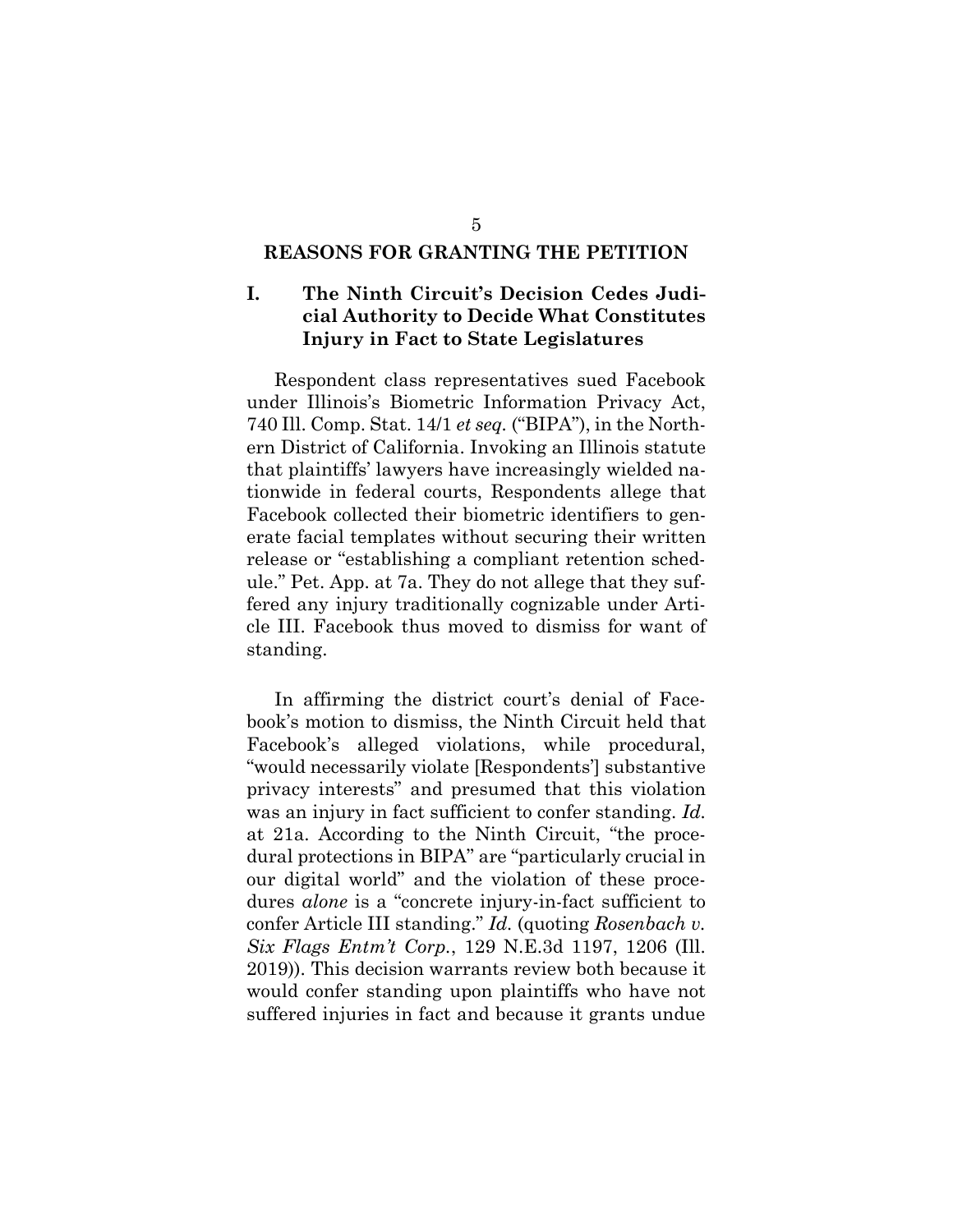## REASONS FOR GRANTING THE PETITION

### I. The Ninth Circuit's Decision Cedes Judicial Authority to Decide What Constitutes Injury in Fact to State Legislatures

Respondent class representatives sued Facebook under Illinois's Biometric Information Privacy Act, 740 Ill. Comp. Stat. 14/1 *et seq.* ("BIPA"), in the Northern District of California. Invoking an Illinois statute that plaintiffs' lawyers have increasingly wielded nationwide in federal courts, Respondents allege that Facebook collected their biometric identifiers to generate facial templates without securing their written release or "establishing a compliant retention schedule." Pet. App. at 7a. They do not allege that they suffered any injury traditionally cognizable under Article III. Facebook thus moved to dismiss for want of standing.

In affirming the district court's denial of Facebook's motion to dismiss, the Ninth Circuit held that Facebook's alleged violations, while procedural, "would necessarily violate [Respondents'] substantive privacy interests" and presumed that this violation was an injury in fact sufficient to confer standing. *Id.* at 21a. According to the Ninth Circuit, "the procedural protections in BIPA" are "particularly crucial in our digital world" and the violation of these procedures *alone* is a "concrete injury-in-fact sufficient to confer Article III standing." *Id.* (quoting *Rosenbach v. Six Flags Entm't Corp.*, 129 N.E.3d 1197, 1206 (Ill. 2019)). This decision warrants review both because it would confer standing upon plaintiffs who have not suffered injuries in fact and because it grants undue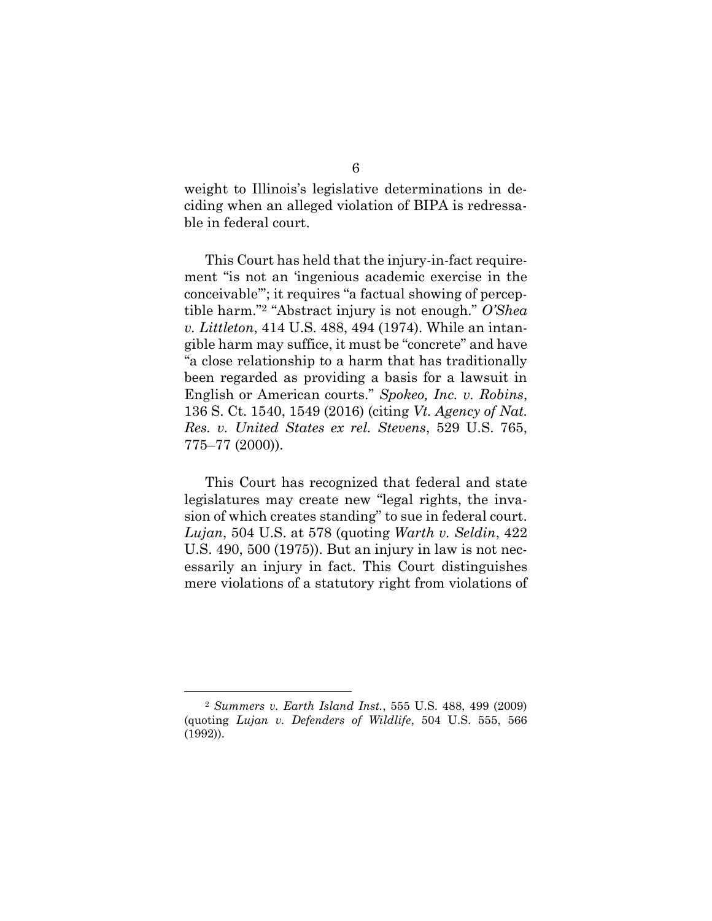weight to Illinois's legislative determinations in deciding when an alleged violation of BIPA is redressable in federal court.

This Court has held that the injury-in-fact requirement "is not an 'ingenious academic exercise in the conceivable'"; it requires "a factual showing of perceptible harm."[2] "Abstract injury is not enough." *O'Shea v. Littleton*, 414 U.S. 488, 494 (1974). While an intangible harm may suffice, it must be "concrete" and have "a close relationship to a harm that has traditionally been regarded as providing a basis for a lawsuit in English or American courts." *Spokeo, Inc. v. Robins*, 136 S. Ct. 1540, 1549 (2016) (citing *Vt. Agency of Nat. Res. v. United States ex rel. Stevens*, 529 U.S. 765, 775–77 (2000)).

This Court has recognized that federal and state legislatures may create new "legal rights, the invasion of which creates standing" to sue in federal court. *Lujan*, 504 U.S. at 578 (quoting *Warth v. Seldin*, 422 U.S. 490, 500 (1975)). But an injury in law is not necessarily an injury in fact. This Court distinguishes mere violations of a statutory right from violations of

---

[2] *Summers v. Earth Island Inst.*, 555 U.S. 488, 499 (2009) (quoting *Lujan v. Defenders of Wildlife*, 504 U.S. 555, 566 (1992)).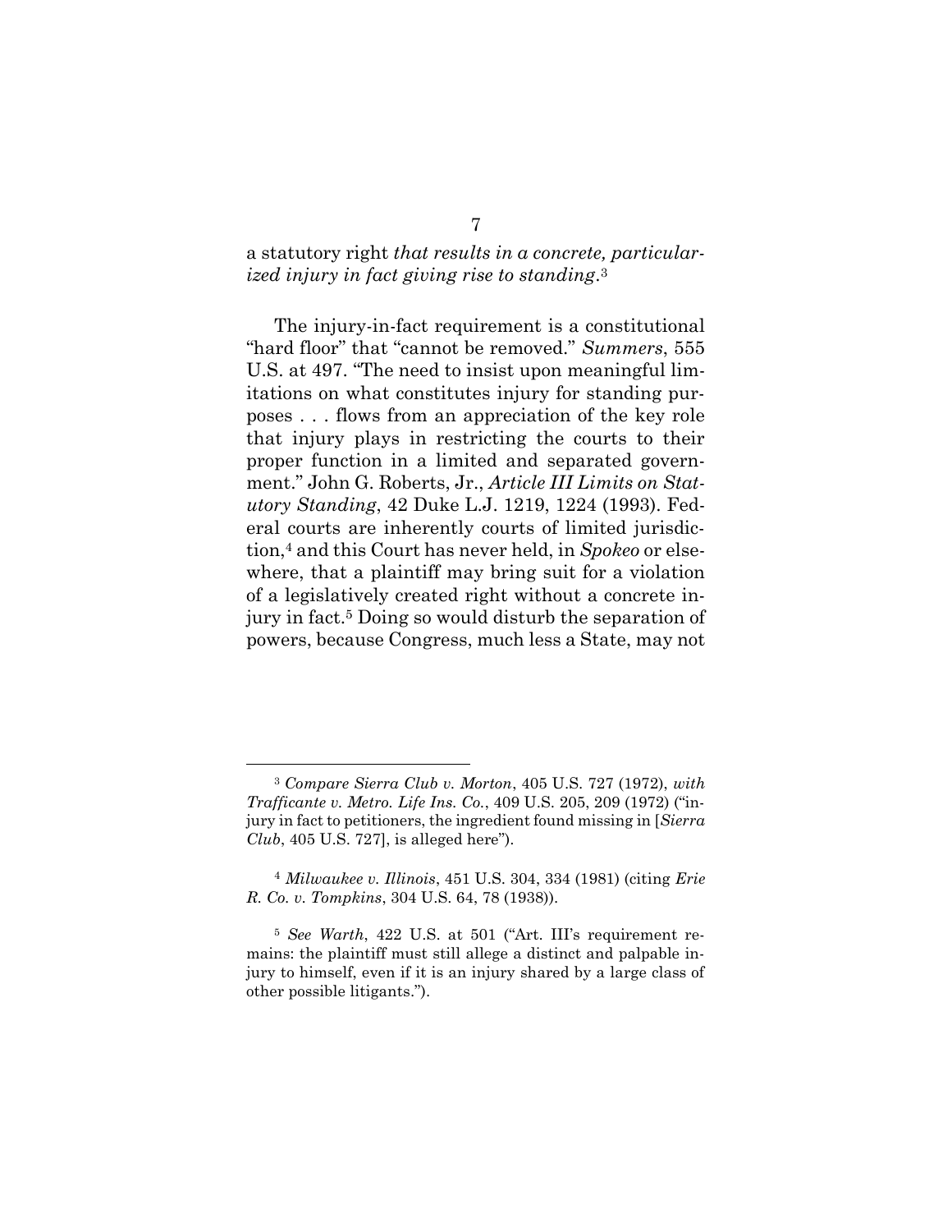a statutory right *that results in a concrete, particularized injury in fact giving rise to standing*.[3]

The injury-in-fact requirement is a constitutional "hard floor" that "cannot be removed." *Summers*, 555 U.S. at 497. "The need to insist upon meaningful limitations on what constitutes injury for standing purposes . . . flows from an appreciation of the key role that injury plays in restricting the courts to their proper function in a limited and separated government." John G. Roberts, Jr., *Article III Limits on Statutory Standing*, 42 Duke L.J. 1219, 1224 (1993). Federal courts are inherently courts of limited jurisdiction,[4] and this Court has never held, in *Spokeo* or elsewhere, that a plaintiff may bring suit for a violation of a legislatively created right without a concrete injury in fact.[5] Doing so would disturb the separation of powers, because Congress, much less a State, may not

---

[3] *Compare Sierra Club v. Morton*, 405 U.S. 727 (1972), *with Trafficante v. Metro. Life Ins. Co.*, 409 U.S. 205, 209 (1972) ("injury in fact to petitioners, the ingredient found missing in [*Sierra Club*, 405 U.S. 727], is alleged here").

[4] *Milwaukee v. Illinois*, 451 U.S. 304, 334 (1981) (citing *Erie R. Co. v. Tompkins*, 304 U.S. 64, 78 (1938)).

[5] *See Warth*, 422 U.S. at 501 ("Art. III's requirement remains: the plaintiff must still allege a distinct and palpable injury to himself, even if it is an injury shared by a large class of other possible litigants.").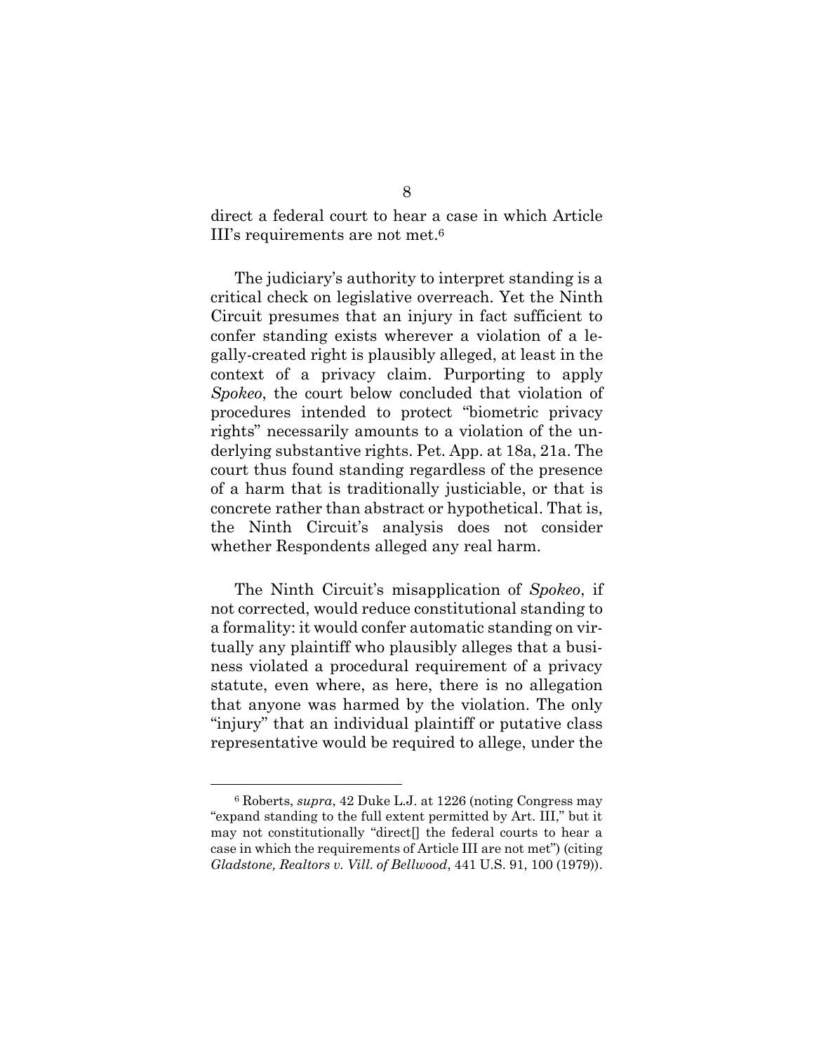direct a federal court to hear a case in which Article III's requirements are not met.[6]

The judiciary's authority to interpret standing is a critical check on legislative overreach. Yet the Ninth Circuit presumes that an injury in fact sufficient to confer standing exists wherever a violation of a legally-created right is plausibly alleged, at least in the context of a privacy claim. Purporting to apply *Spokeo*, the court below concluded that violation of procedures intended to protect "biometric privacy rights" necessarily amounts to a violation of the underlying substantive rights. Pet. App. at 18a, 21a. The court thus found standing regardless of the presence of a harm that is traditionally justiciable, or that is concrete rather than abstract or hypothetical. That is, the Ninth Circuit's analysis does not consider whether Respondents alleged any real harm.

The Ninth Circuit's misapplication of *Spokeo*, if not corrected, would reduce constitutional standing to a formality: it would confer automatic standing on virtually any plaintiff who plausibly alleges that a business violated a procedural requirement of a privacy statute, even where, as here, there is no allegation that anyone was harmed by the violation. The only "injury" that an individual plaintiff or putative class representative would be required to allege, under the

---

[6] Roberts, *supra*, 42 Duke L.J. at 1226 (noting Congress may "expand standing to the full extent permitted by Art. III," but it may not constitutionally "direct[] the federal courts to hear a case in which the requirements of Article III are not met") (citing *Gladstone, Realtors v. Vill. of Bellwood*, 441 U.S. 91, 100 (1979)).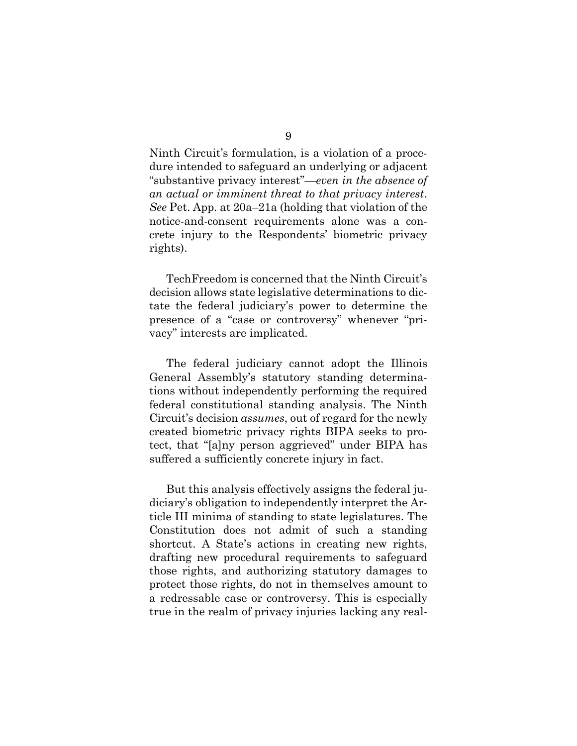Ninth Circuit's formulation, is a violation of a procedure intended to safeguard an underlying or adjacent "substantive privacy interest"—*even in the absence of an actual or imminent threat to that privacy interest*. *See* Pet. App. at 20a–21a (holding that violation of the notice-and-consent requirements alone was a concrete injury to the Respondents' biometric privacy rights).

TechFreedom is concerned that the Ninth Circuit's decision allows state legislative determinations to dictate the federal judiciary's power to determine the presence of a "case or controversy" whenever "privacy" interests are implicated.

The federal judiciary cannot adopt the Illinois General Assembly's statutory standing determinations without independently performing the required federal constitutional standing analysis. The Ninth Circuit's decision *assumes*, out of regard for the newly created biometric privacy rights BIPA seeks to protect, that "[a]ny person aggrieved" under BIPA has suffered a sufficiently concrete injury in fact.

But this analysis effectively assigns the federal judiciary's obligation to independently interpret the Article III minima of standing to state legislatures. The Constitution does not admit of such a standing shortcut. A State's actions in creating new rights, drafting new procedural requirements to safeguard those rights, and authorizing statutory damages to protect those rights, do not in themselves amount to a redressable case or controversy. This is especially true in the realm of privacy injuries lacking any real-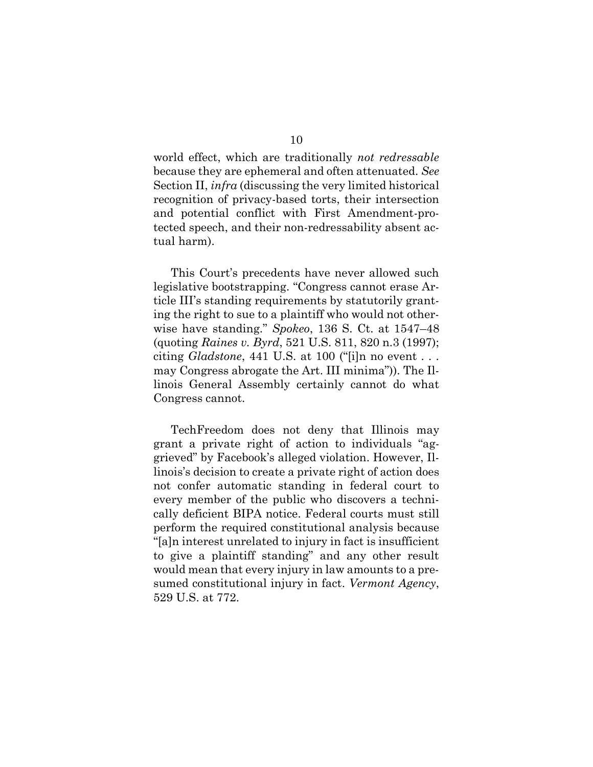world effect, which are traditionally *not redressable* because they are ephemeral and often attenuated. *See* Section II, *infra* (discussing the very limited historical recognition of privacy-based torts, their intersection and potential conflict with First Amendment-protected speech, and their non-redressability absent actual harm).

This Court's precedents have never allowed such legislative bootstrapping. "Congress cannot erase Article III's standing requirements by statutorily granting the right to sue to a plaintiff who would not otherwise have standing." *Spokeo*, 136 S. Ct. at 1547–48 (quoting *Raines v. Byrd*, 521 U.S. 811, 820 n.3 (1997); citing *Gladstone*, 441 U.S. at 100 ("[i]n no event . . . may Congress abrogate the Art. III minima")). The Illinois General Assembly certainly cannot do what Congress cannot.

TechFreedom does not deny that Illinois may grant a private right of action to individuals "aggrieved" by Facebook's alleged violation. However, Illinois's decision to create a private right of action does not confer automatic standing in federal court to every member of the public who discovers a technically deficient BIPA notice. Federal courts must still perform the required constitutional analysis because "[a]n interest unrelated to injury in fact is insufficient to give a plaintiff standing" and any other result would mean that every injury in law amounts to a presumed constitutional injury in fact. *Vermont Agency*, 529 U.S. at 772.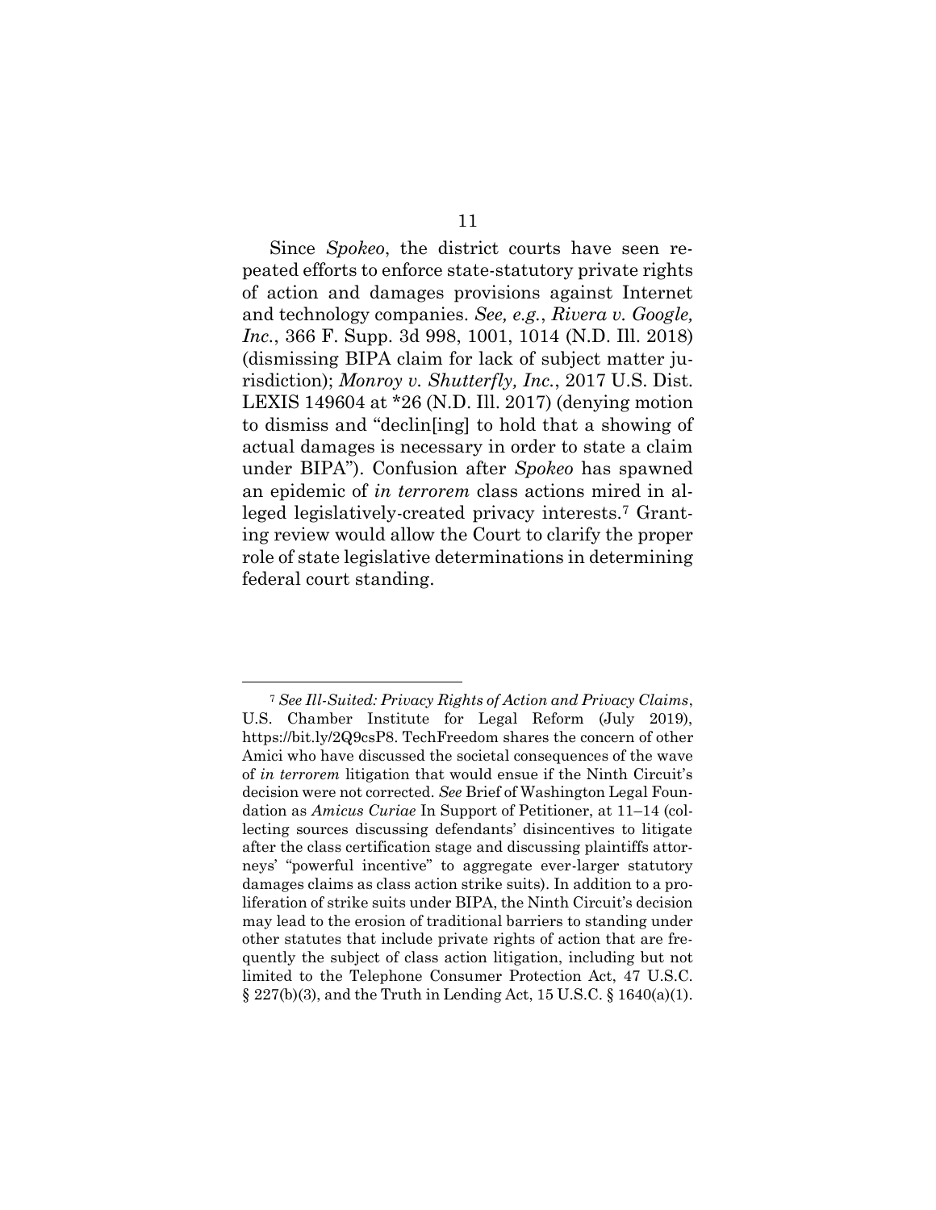Since *Spokeo*, the district courts have seen repeated efforts to enforce state-statutory private rights of action and damages provisions against Internet and technology companies. *See, e.g.*, *Rivera v. Google, Inc.*, 366 F. Supp. 3d 998, 1001, 1014 (N.D. Ill. 2018) (dismissing BIPA claim for lack of subject matter jurisdiction); *Monroy v. Shutterfly, Inc.*, 2017 U.S. Dist. LEXIS 149604 at *26 (N.D. Ill. 2017) (denying motion to dismiss and "declin[ing] to hold that a showing of actual damages is necessary in order to state a claim under BIPA"). Confusion after *Spokeo* has spawned an epidemic of *in terrorem* class actions mired in alleged legislatively-created privacy interests.[7] Granting review would allow the Court to clarify the proper role of state legislative determinations in determining federal court standing.

---

[7] *See Ill-Suited: Privacy Rights of Action and Privacy Claims*, U.S. Chamber Institute for Legal Reform (July 2019), https://bit.ly/2Q9csP8. TechFreedom shares the concern of other Amici who have discussed the societal consequences of the wave of *in terrorem* litigation that would ensue if the Ninth Circuit's decision were not corrected. *See* Brief of Washington Legal Foundation as *Amicus Curiae* In Support of Petitioner, at 11–14 (collecting sources discussing defendants' disincentives to litigate after the class certification stage and discussing plaintiffs attorneys' "powerful incentive" to aggregate ever-larger statutory damages claims as class action strike suits). In addition to a proliferation of strike suits under BIPA, the Ninth Circuit's decision may lead to the erosion of traditional barriers to standing under other statutes that include private rights of action that are frequently the subject of class action litigation, including but not limited to the Telephone Consumer Protection Act, 47 U.S.C. § 227(b)(3), and the Truth in Lending Act, 15 U.S.C. § 1640(a)(1).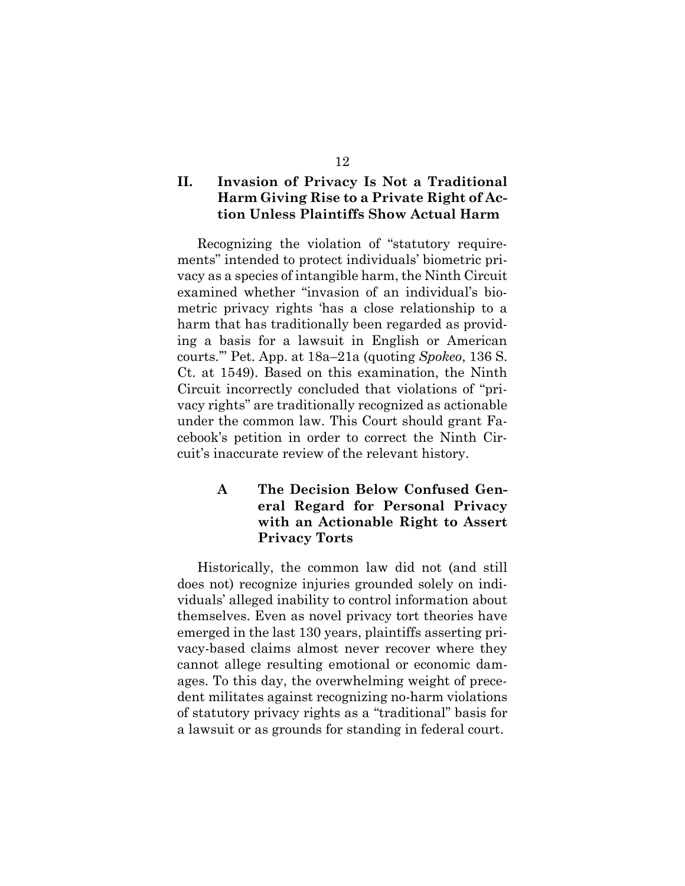## II. Invasion of Privacy Is Not a Traditional Harm Giving Rise to a Private Right of Action Unless Plaintiffs Show Actual Harm

Recognizing the violation of "statutory requirements" intended to protect individuals' biometric privacy as a species of intangible harm, the Ninth Circuit examined whether "invasion of an individual's biometric privacy rights 'has a close relationship to a harm that has traditionally been regarded as providing a basis for a lawsuit in English or American courts.'" Pet. App. at 18a–21a (quoting *Spokeo*, 136 S. Ct. at 1549). Based on this examination, the Ninth Circuit incorrectly concluded that violations of "privacy rights" are traditionally recognized as actionable under the common law. This Court should grant Facebook's petition in order to correct the Ninth Circuit's inaccurate review of the relevant history.

### A The Decision Below Confused General Regard for Personal Privacy with an Actionable Right to Assert Privacy Torts

Historically, the common law did not (and still does not) recognize injuries grounded solely on individuals' alleged inability to control information about themselves. Even as novel privacy tort theories have emerged in the last 130 years, plaintiffs asserting privacy-based claims almost never recover where they cannot allege resulting emotional or economic damages. To this day, the overwhelming weight of precedent militates against recognizing no-harm violations of statutory privacy rights as a "traditional" basis for a lawsuit or as grounds for standing in federal court.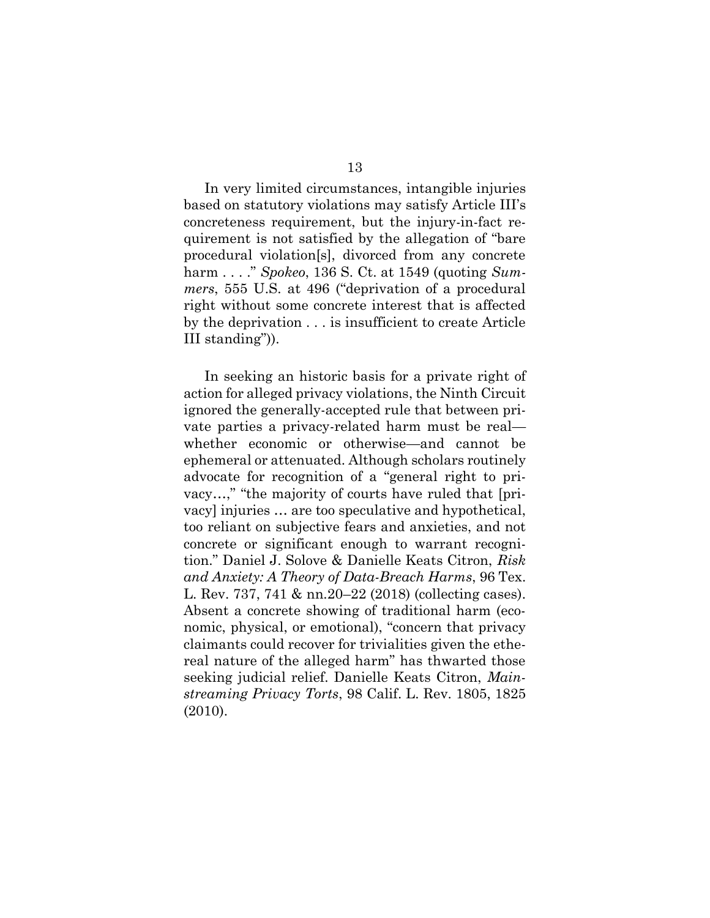In very limited circumstances, intangible injuries based on statutory violations may satisfy Article III's concreteness requirement, but the injury-in-fact requirement is not satisfied by the allegation of "bare procedural violation[s], divorced from any concrete harm . . . ." *Spokeo*, 136 S. Ct. at 1549 (quoting *Summers*, 555 U.S. at 496 ("deprivation of a procedural right without some concrete interest that is affected by the deprivation . . . is insufficient to create Article III standing")).

In seeking an historic basis for a private right of action for alleged privacy violations, the Ninth Circuit ignored the generally-accepted rule that between private parties a privacy-related harm must be real—whether economic or otherwise—and cannot be ephemeral or attenuated. Although scholars routinely advocate for recognition of a "general right to privacy…," "the majority of courts have ruled that [privacy] injuries … are too speculative and hypothetical, too reliant on subjective fears and anxieties, and not concrete or significant enough to warrant recognition." Daniel J. Solove & Danielle Keats Citron, *Risk and Anxiety: A Theory of Data-Breach Harms*, 96 Tex. L. Rev. 737, 741 & nn.20–22 (2018) (collecting cases). Absent a concrete showing of traditional harm (economic, physical, or emotional), "concern that privacy claimants could recover for trivialities given the ethereal nature of the alleged harm" has thwarted those seeking judicial relief. Danielle Keats Citron, *Mainstreaming Privacy Torts*, 98 Calif. L. Rev. 1805, 1825 (2010).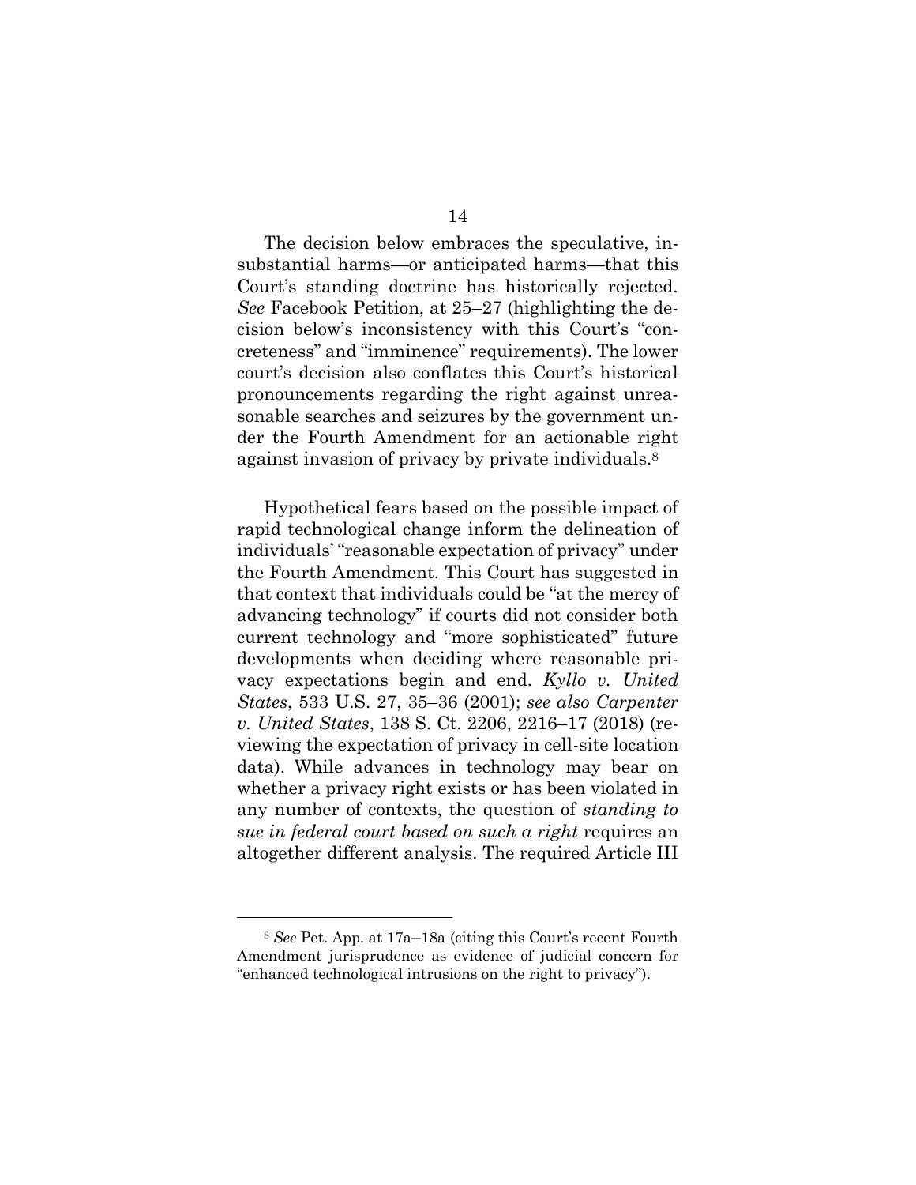The decision below embraces the speculative, insubstantial harms—or anticipated harms—that this Court's standing doctrine has historically rejected. *See* Facebook Petition, at 25–27 (highlighting the decision below's inconsistency with this Court's "concreteness" and "imminence" requirements). The lower court's decision also conflates this Court's historical pronouncements regarding the right against unreasonable searches and seizures by the government under the Fourth Amendment for an actionable right against invasion of privacy by private individuals.[8]

Hypothetical fears based on the possible impact of rapid technological change inform the delineation of individuals' "reasonable expectation of privacy" under the Fourth Amendment. This Court has suggested in that context that individuals could be "at the mercy of advancing technology" if courts did not consider both current technology and "more sophisticated" future developments when deciding where reasonable privacy expectations begin and end. *Kyllo v. United States*, 533 U.S. 27, 35–36 (2001); *see also Carpenter v. United States*, 138 S. Ct. 2206, 2216–17 (2018) (reviewing the expectation of privacy in cell-site location data). While advances in technology may bear on whether a privacy right exists or has been violated in any number of contexts, the question of *standing to sue in federal court based on such a right* requires an altogether different analysis. The required Article III

---

[8] *See* Pet. App. at 17a–18a (citing this Court's recent Fourth Amendment jurisprudence as evidence of judicial concern for "enhanced technological intrusions on the right to privacy").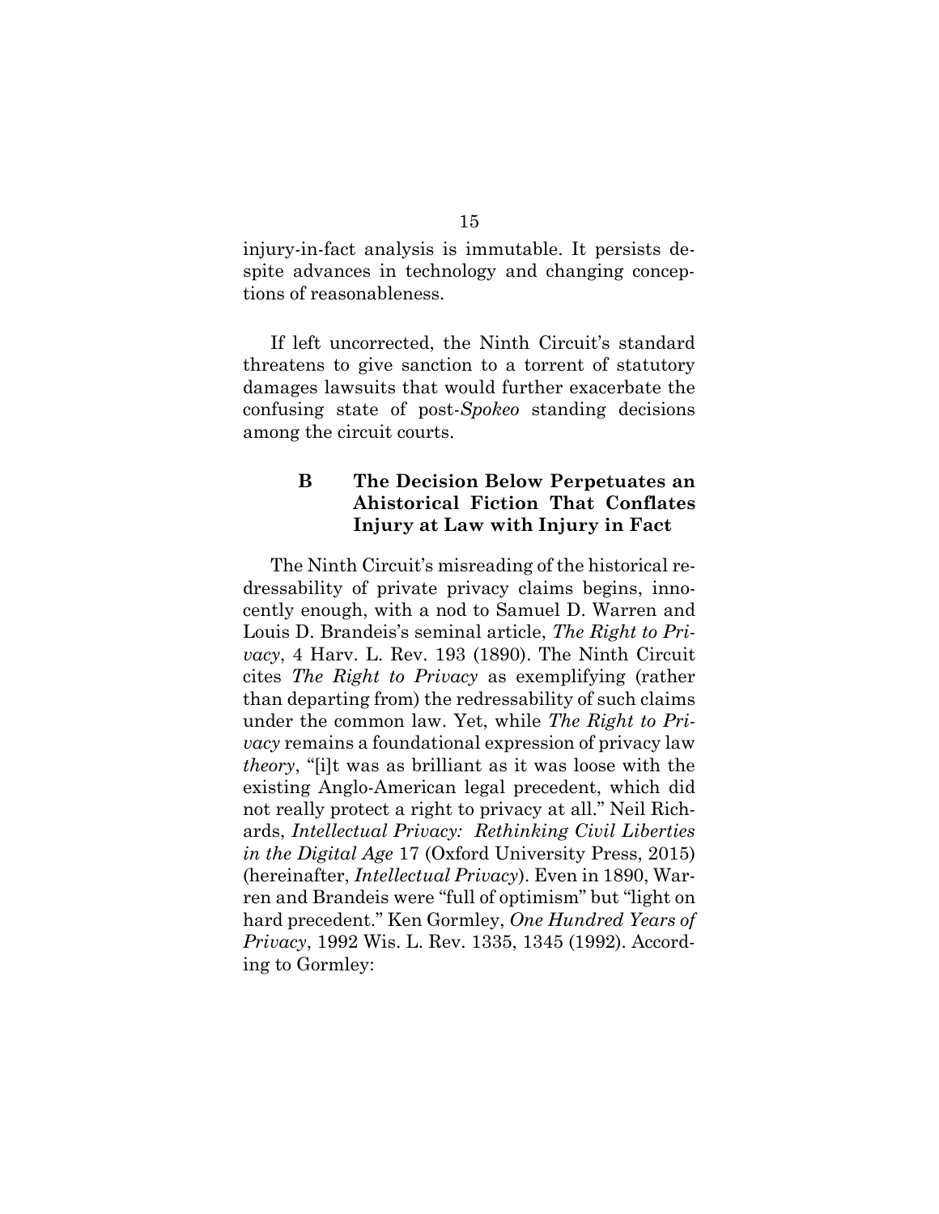injury-in-fact analysis is immutable. It persists despite advances in technology and changing conceptions of reasonableness.

If left uncorrected, the Ninth Circuit's standard threatens to give sanction to a torrent of statutory damages lawsuits that would further exacerbate the confusing state of post-*Spokeo* standing decisions among the circuit courts.

### B The Decision Below Perpetuates an Ahistorical Fiction That Conflates Injury at Law with Injury in Fact

The Ninth Circuit's misreading of the historical redressability of private privacy claims begins, innocently enough, with a nod to Samuel D. Warren and Louis D. Brandeis's seminal article, *The Right to Privacy*, 4 Harv. L. Rev. 193 (1890). The Ninth Circuit cites *The Right to Privacy* as exemplifying (rather than departing from) the redressability of such claims under the common law. Yet, while *The Right to Privacy* remains a foundational expression of privacy law *theory*, "[i]t was as brilliant as it was loose with the existing Anglo-American legal precedent, which did not really protect a right to privacy at all." Neil Richards, *Intellectual Privacy: Rethinking Civil Liberties in the Digital Age* 17 (Oxford University Press, 2015) (hereinafter, *Intellectual Privacy*). Even in 1890, Warren and Brandeis were "full of optimism" but "light on hard precedent." Ken Gormley, *One Hundred Years of Privacy*, 1992 Wis. L. Rev. 1335, 1345 (1992). According to Gormley: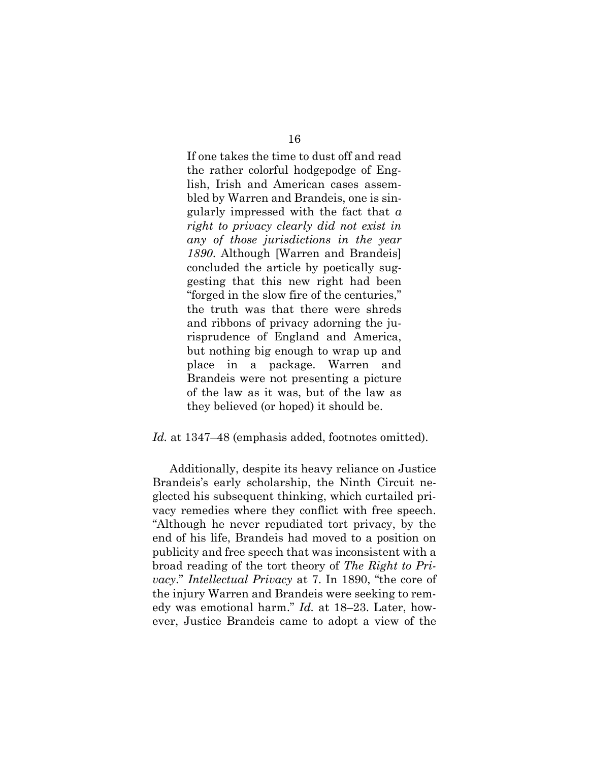> If one takes the time to dust off and read the rather colorful hodgepodge of English, Irish and American cases assembled by Warren and Brandeis, one is singularly impressed with the fact that *a right to privacy clearly did not exist in any of those jurisdictions in the year 1890*. Although [Warren and Brandeis] concluded the article by poetically suggesting that this new right had been "forged in the slow fire of the centuries," the truth was that there were shreds and ribbons of privacy adorning the jurisprudence of England and America, but nothing big enough to wrap up and place in a package. Warren and Brandeis were not presenting a picture of the law as it was, but of the law as they believed (or hoped) it should be.

*Id.* at 1347–48 (emphasis added, footnotes omitted).

Additionally, despite its heavy reliance on Justice Brandeis's early scholarship, the Ninth Circuit neglected his subsequent thinking, which curtailed privacy remedies where they conflict with free speech. "Although he never repudiated tort privacy, by the end of his life, Brandeis had moved to a position on publicity and free speech that was inconsistent with a broad reading of the tort theory of *The Right to Privacy*." *Intellectual Privacy* at 7. In 1890, "the core of the injury Warren and Brandeis were seeking to remedy was emotional harm." *Id.* at 18–23. Later, however, Justice Brandeis came to adopt a view of the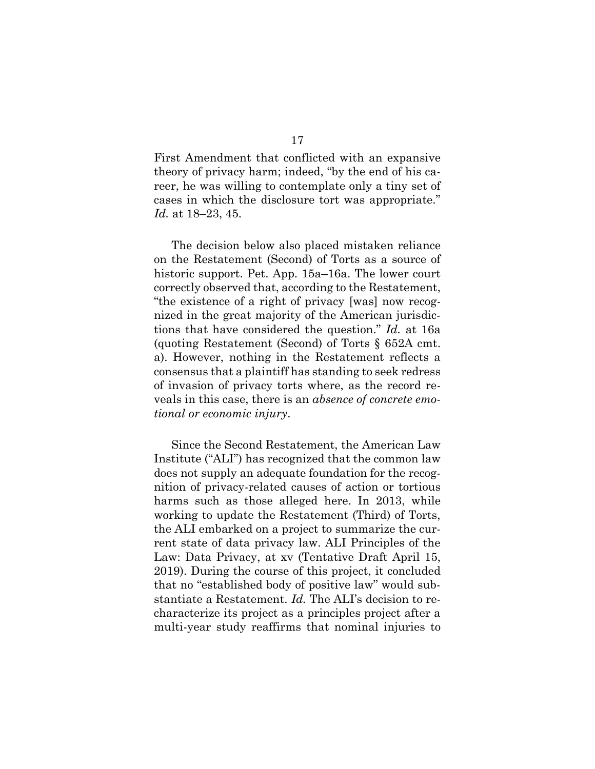First Amendment that conflicted with an expansive theory of privacy harm; indeed, "by the end of his career, he was willing to contemplate only a tiny set of cases in which the disclosure tort was appropriate." *Id.* at 18–23, 45.

The decision below also placed mistaken reliance on the Restatement (Second) of Torts as a source of historic support. Pet. App. 15a–16a. The lower court correctly observed that, according to the Restatement, "the existence of a right of privacy [was] now recognized in the great majority of the American jurisdictions that have considered the question." *Id.* at 16a (quoting Restatement (Second) of Torts § 652A cmt. a). However, nothing in the Restatement reflects a consensus that a plaintiff has standing to seek redress of invasion of privacy torts where, as the record reveals in this case, there is an *absence of concrete emotional or economic injury*.

Since the Second Restatement, the American Law Institute ("ALI") has recognized that the common law does not supply an adequate foundation for the recognition of privacy-related causes of action or tortious harms such as those alleged here. In 2013, while working to update the Restatement (Third) of Torts, the ALI embarked on a project to summarize the current state of data privacy law. ALI Principles of the Law: Data Privacy, at xv (Tentative Draft April 15, 2019). During the course of this project, it concluded that no "established body of positive law" would substantiate a Restatement. *Id.* The ALI's decision to recharacterize its project as a principles project after a multi-year study reaffirms that nominal injuries to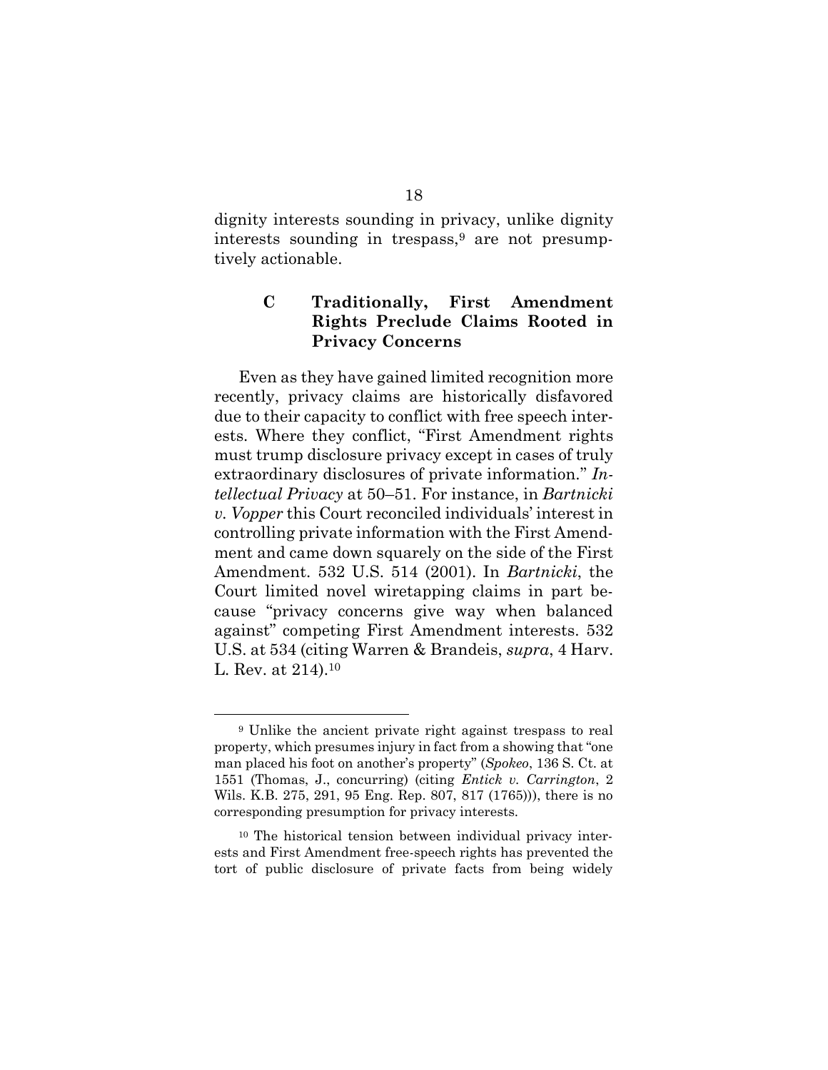dignity interests sounding in privacy, unlike dignity interests sounding in trespass,[9] are not presumptively actionable.

### C Traditionally, First Amendment Rights Preclude Claims Rooted in Privacy Concerns

Even as they have gained limited recognition more recently, privacy claims are historically disfavored due to their capacity to conflict with free speech interests. Where they conflict, "First Amendment rights must trump disclosure privacy except in cases of truly extraordinary disclosures of private information." *Intellectual Privacy* at 50–51. For instance, in *Bartnicki v. Vopper* this Court reconciled individuals' interest in controlling private information with the First Amendment and came down squarely on the side of the First Amendment. 532 U.S. 514 (2001). In *Bartnicki*, the Court limited novel wiretapping claims in part because "privacy concerns give way when balanced against" competing First Amendment interests. 532 U.S. at 534 (citing Warren & Brandeis, *supra*, 4 Harv. L. Rev. at 214).[10]

---

[9] Unlike the ancient private right against trespass to real property, which presumes injury in fact from a showing that "one man placed his foot on another's property" (*Spokeo*, 136 S. Ct. at 1551 (Thomas, J., concurring) (citing *Entick v. Carrington*, 2 Wils. K.B. 275, 291, 95 Eng. Rep. 807, 817 (1765))), there is no corresponding presumption for privacy interests.

[10] The historical tension between individual privacy interests and First Amendment free-speech rights has prevented the tort of public disclosure of private facts from being widely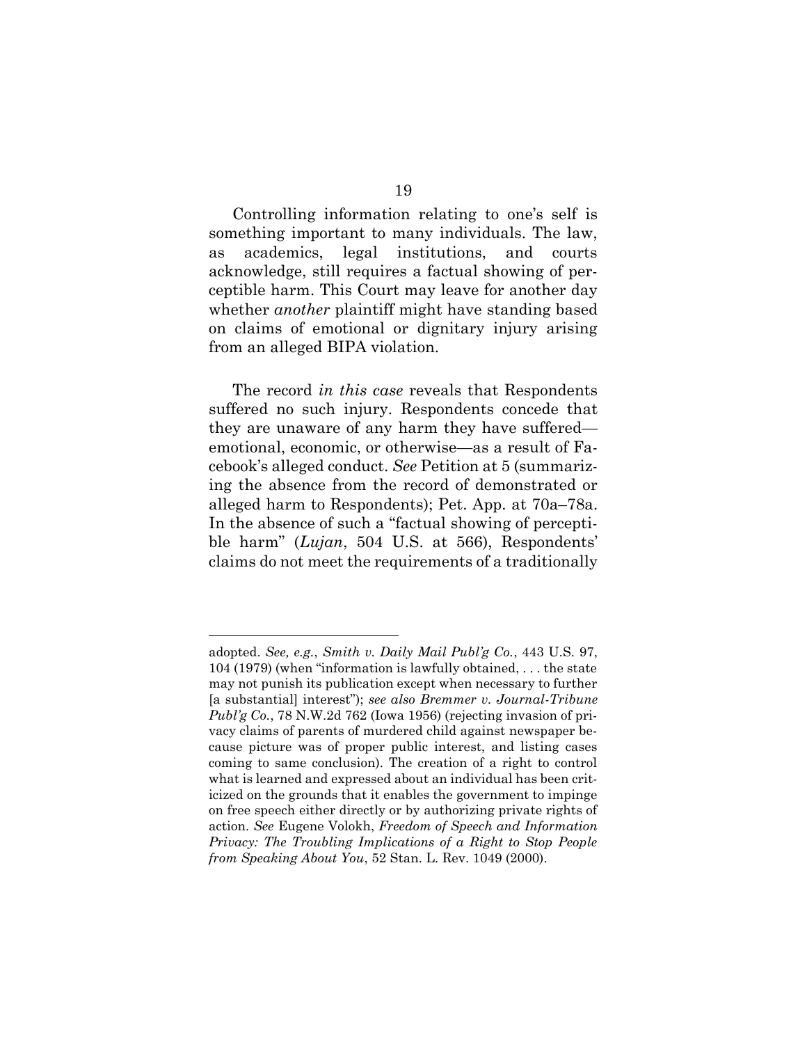Controlling information relating to one's self is something important to many individuals. The law, as academics, legal institutions, and courts acknowledge, still requires a factual showing of perceptible harm. This Court may leave for another day whether *another* plaintiff might have standing based on claims of emotional or dignitary injury arising from an alleged BIPA violation.

The record *in this case* reveals that Respondents suffered no such injury. Respondents concede that they are unaware of any harm they have suffered—emotional, economic, or otherwise—as a result of Facebook's alleged conduct. *See* Petition at 5 (summarizing the absence from the record of demonstrated or alleged harm to Respondents); Pet. App. at 70a–78a. In the absence of such a "factual showing of perceptible harm" (*Lujan*, 504 U.S. at 566), Respondents' claims do not meet the requirements of a traditionally

---

adopted. *See, e.g.*, *Smith v. Daily Mail Publ'g Co.*, 443 U.S. 97, 104 (1979) (when "information is lawfully obtained, . . . the state may not punish its publication except when necessary to further [a substantial] interest"); *see also Bremmer v. Journal-Tribune Publ'g Co.*, 78 N.W.2d 762 (Iowa 1956) (rejecting invasion of privacy claims of parents of murdered child against newspaper because picture was of proper public interest, and listing cases coming to same conclusion). The creation of a right to control what is learned and expressed about an individual has been criticized on the grounds that it enables the government to impinge on free speech either directly or by authorizing private rights of action. *See* Eugene Volokh, *Freedom of Speech and Information Privacy: The Troubling Implications of a Right to Stop People from Speaking About You*, 52 Stan. L. Rev. 1049 (2000).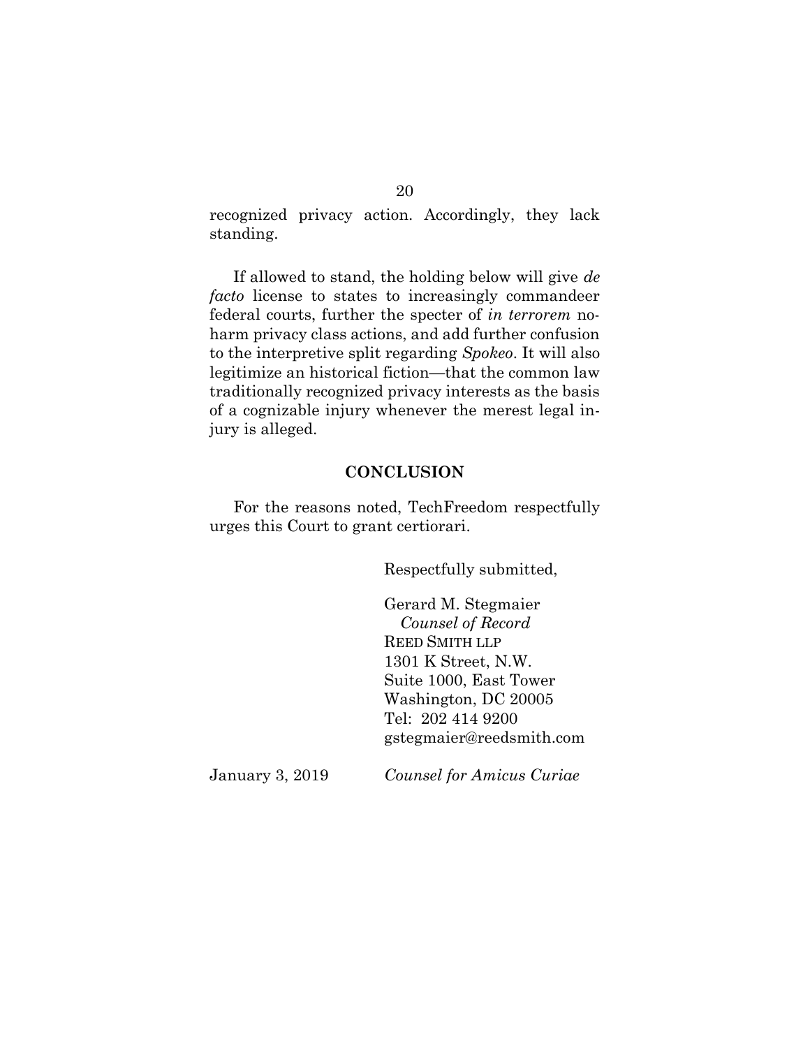recognized privacy action. Accordingly, they lack standing.

If allowed to stand, the holding below will give *de facto* license to states to increasingly commandeer federal courts, further the specter of *in terrorem* no-harm privacy class actions, and add further confusion to the interpretive split regarding *Spokeo*. It will also legitimize an historical fiction—that the common law traditionally recognized privacy interests as the basis of a cognizable injury whenever the merest legal injury is alleged.

## CONCLUSION

For the reasons noted, TechFreedom respectfully urges this Court to grant certiorari.

Respectfully submitted,

Gerard M. Stegmaier
*Counsel of Record*
REED SMITH LLP
1301 K Street, N.W.
Suite 1000, East Tower
Washington, DC 20005
Tel: 202 414 9200
gstegmaier@reedsmith.com

January 3, 2019

*Counsel for Amicus Curiae*